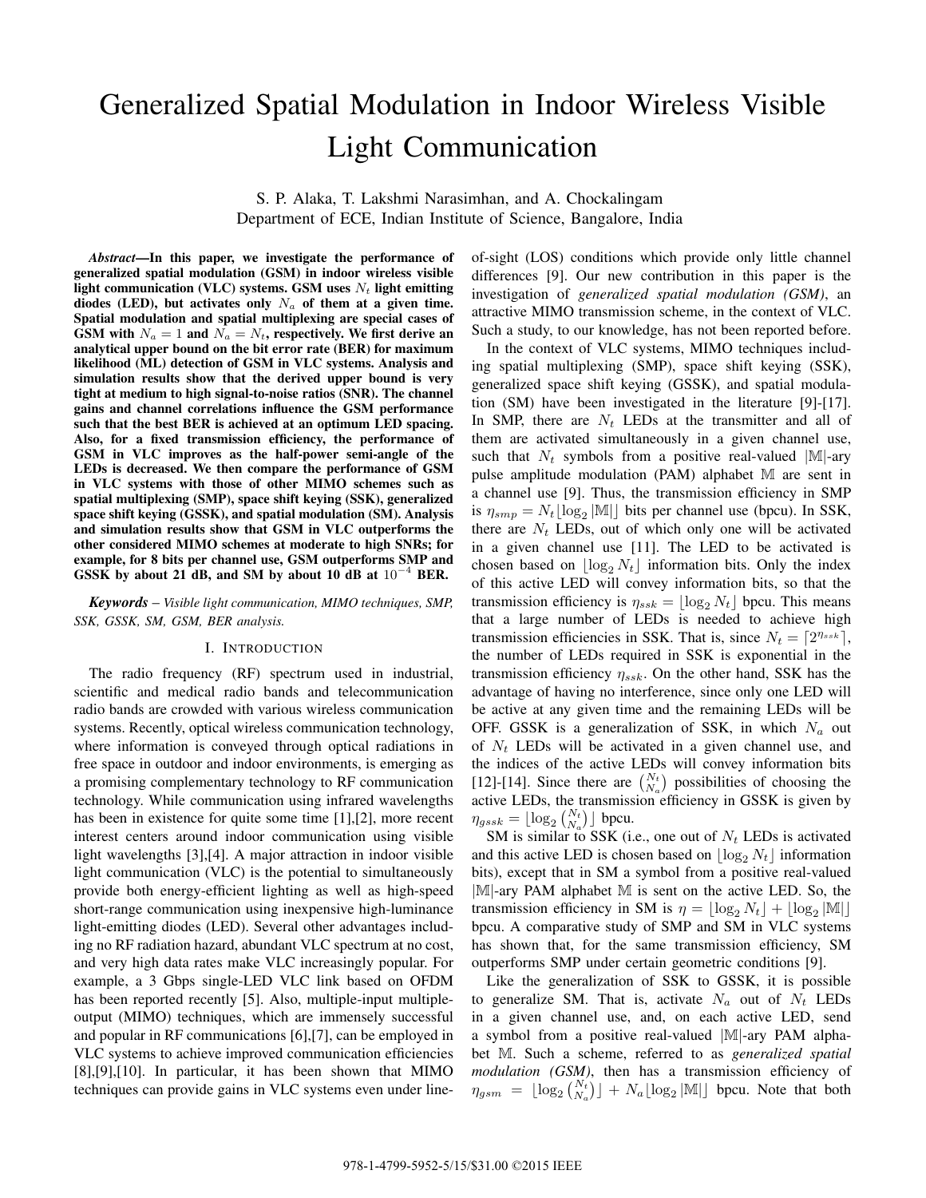# Generalized Spatial Modulation in Indoor Wireless Visible Light Communication

S. P. Alaka, T. Lakshmi Narasimhan, and A. Chockalingam
Department of ECE, Indian Institute of Science, Bangalore, India

***Abstract*—In this paper, we investigate the performance of generalized spatial modulation (GSM) in indoor wireless visible light communication (VLC) systems. GSM uses $N_t$ light emitting diodes (LED), but activates only $N_a$ of them at a given time. Spatial modulation and spatial multiplexing are special cases of GSM with $N_a = 1$ and $N_a = N_t$, respectively. We first derive an analytical upper bound on the bit error rate (BER) for maximum likelihood (ML) detection of GSM in VLC systems. Analysis and simulation results show that the derived upper bound is very tight at medium to high signal-to-noise ratios (SNR). The channel gains and channel correlations influence the GSM performance such that the best BER is achieved at an optimum LED spacing. Also, for a fixed transmission efficiency, the performance of GSM in VLC improves as the half-power semi-angle of the LEDs is decreased. We then compare the performance of GSM in VLC systems with those of other MIMO schemes such as spatial multiplexing (SMP), space shift keying (SSK), generalized space shift keying (GSSK), and spatial modulation (SM). Analysis and simulation results show that GSM in VLC outperforms the other considered MIMO schemes at moderate to high SNRs; for example, for 8 bits per channel use, GSM outperforms SMP and GSSK by about 21 dB, and SM by about 10 dB at $10^{-4}$ BER.**

*Keywords – Visible light communication, MIMO techniques, SMP, SSK, GSSK, SM, GSM, BER analysis.*

## I. Introduction

The radio frequency (RF) spectrum used in industrial, scientific and medical radio bands and telecommunication radio bands are crowded with various wireless communication systems. Recently, optical wireless communication technology, where information is conveyed through optical radiations in free space in outdoor and indoor environments, is emerging as a promising complementary technology to RF communication technology. While communication using infrared wavelengths has been in existence for quite some time [1],[2], more recent interest centers around indoor communication using visible light wavelengths [3],[4]. A major attraction in indoor visible light communication (VLC) is the potential to simultaneously provide both energy-efficient lighting as well as high-speed short-range communication using inexpensive high-luminance light-emitting diodes (LED). Several other advantages including no RF radiation hazard, abundant VLC spectrum at no cost, and very high data rates make VLC increasingly popular. For example, a 3 Gbps single-LED VLC link based on OFDM has been reported recently [5]. Also, multiple-input multiple-output (MIMO) techniques, which are immensely successful and popular in RF communications [6],[7], can be employed in VLC systems to achieve improved communication efficiencies [8],[9],[10]. In particular, it has been shown that MIMO techniques can provide gains in VLC systems even under line-of-sight (LOS) conditions which provide only little channel differences [9]. Our new contribution in this paper is the investigation of *generalized spatial modulation (GSM)*, an attractive MIMO transmission scheme, in the context of VLC. Such a study, to our knowledge, has not been reported before.

In the context of VLC systems, MIMO techniques including spatial multiplexing (SMP), space shift keying (SSK), generalized space shift keying (GSSK), and spatial modulation (SM) have been investigated in the literature [9]-[17]. In SMP, there are $N_t$ LEDs at the transmitter and all of them are activated simultaneously in a given channel use, such that $N_t$ symbols from a positive real-valued $|\mathbb{M}|$-ary pulse amplitude modulation (PAM) alphabet $\mathbb{M}$ are sent in a channel use [9]. Thus, the transmission efficiency in SMP is $\eta_{smp} = N_t \lfloor \log_2 |\mathbb{M}| \rfloor$ bits per channel use (bpcu). In SSK, there are $N_t$ LEDs, out of which only one will be activated in a given channel use [11]. The LED to be activated is chosen based on $\lfloor \log_2 N_t \rfloor$ information bits. Only the index of this active LED will convey information bits, so that the transmission efficiency is $\eta_{ssk} = \lfloor \log_2 N_t \rfloor$ bpcu. This means that a large number of LEDs is needed to achieve high transmission efficiencies in SSK. That is, since $N_t = \lceil 2^{\eta_{ssk}} \rceil$, the number of LEDs required in SSK is exponential in the transmission efficiency $\eta_{ssk}$. On the other hand, SSK has the advantage of having no interference, since only one LED will be active at any given time and the remaining LEDs will be OFF. GSSK is a generalization of SSK, in which $N_a$ out of $N_t$ LEDs will be activated in a given channel use, and the indices of the active LEDs will convey information bits [12]-[14]. Since there are $\binom{N_t}{N_a}$ possibilities of choosing the active LEDs, the transmission efficiency in GSSK is given by $\eta_{gssk} = \lfloor \log_2 \binom{N_t}{N_a} \rfloor$ bpcu.

SM is similar to SSK (i.e., one out of $N_t$ LEDs is activated and this active LED is chosen based on $\lfloor \log_2 N_t \rfloor$ information bits), except that in SM a symbol from a positive real-valued $|\mathbb{M}|$-ary PAM alphabet $\mathbb{M}$ is sent on the active LED. So, the transmission efficiency in SM is $\eta = \lfloor \log_2 N_t \rfloor + \lfloor \log_2 |\mathbb{M}| \rfloor$ bpcu. A comparative study of SMP and SM in VLC systems has shown that, for the same transmission efficiency, SM outperforms SMP under certain geometric conditions [9].

Like the generalization of SSK to GSSK, it is possible to generalize SM. That is, activate $N_a$ out of $N_t$ LEDs in a given channel use, and, on each active LED, send a symbol from a positive real-valued $|\mathbb{M}|$-ary PAM alphabet $\mathbb{M}$. Such a scheme, referred to as *generalized spatial modulation (GSM)*, then has a transmission efficiency of $\eta_{gsm} = \lfloor \log_2 \binom{N_t}{N_a} \rfloor + N_a \lfloor \log_2 |\mathbb{M}| \rfloor$ bpcu. Note that both

978-1-4799-5952-5/15/$31.00 ©2015 IEEE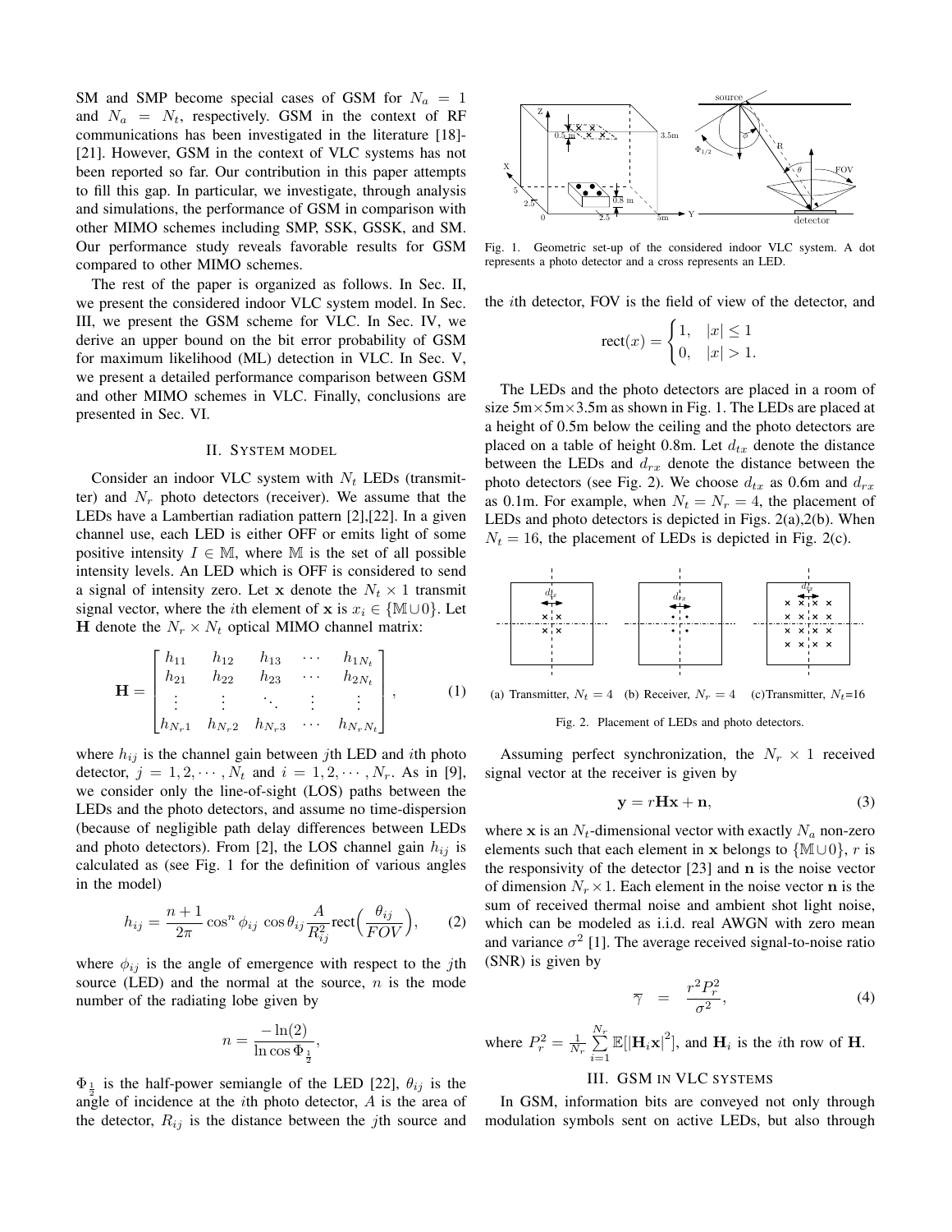SM and SMP become special cases of GSM for $N_a = 1$ and $N_a = N_t$, respectively. GSM in the context of RF communications has been investigated in the literature [18]-[21]. However, GSM in the context of VLC systems has not been reported so far. Our contribution in this paper attempts to fill this gap. In particular, we investigate, through analysis and simulations, the performance of GSM in comparison with other MIMO schemes including SMP, SSK, GSSK, and SM. Our performance study reveals favorable results for GSM compared to other MIMO schemes.

The rest of the paper is organized as follows. In Sec. II, we present the considered indoor VLC system model. In Sec. III, we present the GSM scheme for VLC. In Sec. IV, we derive an upper bound on the bit error probability of GSM for maximum likelihood (ML) detection in VLC. In Sec. V, we present a detailed performance comparison between GSM and other MIMO schemes in VLC. Finally, conclusions are presented in Sec. VI.

## II. System model

Consider an indoor VLC system with $N_t$ LEDs (transmitter) and $N_r$ photo detectors (receiver). We assume that the LEDs have a Lambertian radiation pattern [2],[22]. In a given channel use, each LED is either OFF or emits light of some positive intensity $I \in \mathbb{M}$, where $\mathbb{M}$ is the set of all possible intensity levels. An LED which is OFF is considered to send a signal of intensity zero. Let $\mathbf{x}$ denote the $N_t \times 1$ transmit signal vector, where the $i$th element of $\mathbf{x}$ is $x_i \in \{\mathbb{M} \cup 0\}$. Let $\mathbf{H}$ denote the $N_r \times N_t$ optical MIMO channel matrix:

$$\mathbf{H} = \begin{bmatrix} h_{11} & h_{12} & h_{13} & \cdots & h_{1N_t} \\ h_{21} & h_{22} & h_{23} & \cdots & h_{2N_t} \\ \vdots & \vdots & \ddots & \vdots & \vdots \\ h_{N_r1} & h_{N_r2} & h_{N_r3} & \cdots & h_{N_rN_t} \end{bmatrix}, \qquad (1)$$

where $h_{ij}$ is the channel gain between $j$th LED and $i$th photo detector, $j = 1, 2, \cdots, N_t$ and $i = 1, 2, \cdots, N_r$. As in [9], we consider only the line-of-sight (LOS) paths between the LEDs and the photo detectors, and assume no time-dispersion (because of negligible path delay differences between LEDs and photo detectors). From [2], the LOS channel gain $h_{ij}$ is calculated as (see Fig. 1 for the definition of various angles in the model)

$$h_{ij} = \frac{n+1}{2\pi} \cos^n \phi_{ij} \cos\theta_{ij} \frac{A}{R_{ij}^2} \text{rect}\Big(\frac{\theta_{ij}}{FOV}\Big), \qquad (2)$$

where $\phi_{ij}$ is the angle of emergence with respect to the $j$th source (LED) and the normal at the source, $n$ is the mode number of the radiating lobe given by

$$n = \frac{-\ln(2)}{\ln \cos \Phi_{\frac{1}{2}}},$$

$\Phi_{\frac{1}{2}}$ is the half-power semiangle of the LED [22], $\theta_{ij}$ is the angle of incidence at the $i$th photo detector, $A$ is the area of the detector, $R_{ij}$ is the distance between the $j$th source and the $i$th detector, FOV is the field of view of the detector, and

$$\text{rect}(x) = \begin{cases} 1, & |x| \le 1 \\ 0, & |x| > 1. \end{cases}$$

Z
0.5 m
3.5m
X
5
2.5
0
0.8 m
2.5
5m
Y
source
$\Phi_{1/2}$
$\phi$
R
$\theta$
FOV
detector

Fig. 1. Geometric set-up of the considered indoor VLC system. A dot represents a photo detector and a cross represents an LED.

The LEDs and the photo detectors are placed in a room of size 5m×5m×3.5m as shown in Fig. 1. The LEDs are placed at a height of 0.5m below the ceiling and the photo detectors are placed on a table of height 0.8m. Let $d_{tx}$ denote the distance between the LEDs and $d_{rx}$ denote the distance between the photo detectors (see Fig. 2). We choose $d_{tx}$ as 0.6m and $d_{rx}$ as 0.1m. For example, when $N_t = N_r = 4$, the placement of LEDs and photo detectors is depicted in Figs. 2(a),2(b). When $N_t = 16$, the placement of LEDs is depicted in Fig. 2(c).

$d_{tx}$
$d_{rx}$
$d_{tx}$

(a) Transmitter, $N_t = 4$ (b) Receiver, $N_r = 4$ (c)Transmitter, $N_t$=16

Fig. 2. Placement of LEDs and photo detectors.

Assuming perfect synchronization, the $N_r \times 1$ received signal vector at the receiver is given by

$$\mathbf{y} = r\mathbf{H}\mathbf{x} + \mathbf{n}, \qquad (3)$$

where $\mathbf{x}$ is an $N_t$-dimensional vector with exactly $N_a$ non-zero elements such that each element in $\mathbf{x}$ belongs to $\{\mathbb{M} \cup 0\}$, $r$ is the responsivity of the detector [23] and $\mathbf{n}$ is the noise vector of dimension $N_r \times 1$. Each element in the noise vector $\mathbf{n}$ is the sum of received thermal noise and ambient shot light noise, which can be modeled as i.i.d. real AWGN with zero mean and variance $\sigma^2$ [1]. The average received signal-to-noise ratio (SNR) is given by

$$\overline{\gamma} = \frac{r^2 P_r^2}{\sigma^2}, \qquad (4)$$

where $P_r^2 = \frac{1}{N_r} \sum_{i=1}^{N_r} \mathbb{E}[|\mathbf{H}_i \mathbf{x}|^2]$, and $\mathbf{H}_i$ is the $i$th row of $\mathbf{H}$.

## III. GSM in VLC systems

In GSM, information bits are conveyed not only through modulation symbols sent on active LEDs, but also through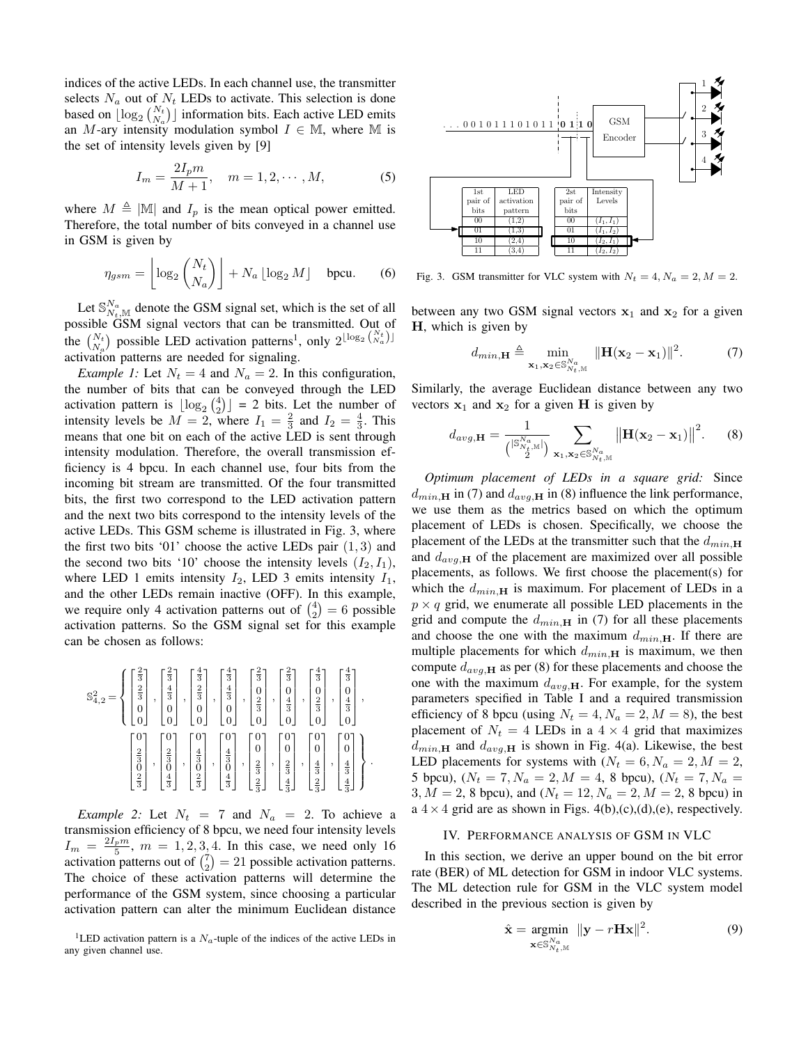indices of the active LEDs. In each channel use, the transmitter selects $N_a$ out of $N_t$ LEDs to activate. This selection is done based on $\lfloor \log_2 \binom{N_t}{N_a} \rfloor$ information bits. Each active LED emits an $M$-ary intensity modulation symbol $I \in \mathbb{M}$, where $\mathbb{M}$ is the set of intensity levels given by [9]

$$I_m = \frac{2I_p m}{M+1}, \quad m = 1, 2, \cdots, M, \tag{5}$$

where $M \triangleq |\mathbb{M}|$ and $I_p$ is the mean optical power emitted. Therefore, the total number of bits conveyed in a channel use in GSM is given by

$$\eta_{gsm} = \left\lfloor \log_2 \binom{N_t}{N_a} \right\rfloor + N_a \lfloor \log_2 M \rfloor \quad \text{bpcu.} \tag{6}$$

Let $\mathbb{S}^{N_a}_{N_t,\mathbb{M}}$ denote the GSM signal set, which is the set of all possible GSM signal vectors that can be transmitted. Out of the $\binom{N_t}{N_a}$ possible LED activation patterns[1], only $2^{\lfloor \log_2 \binom{N_t}{N_a} \rfloor}$ activation patterns are needed for signaling.

*Example 1:* Let $N_t = 4$ and $N_a = 2$. In this configuration, the number of bits that can be conveyed through the LED activation pattern is $\lfloor \log_2 \binom{4}{2} \rfloor = 2$ bits. Let the number of intensity levels be $M = 2$, where $I_1 = \frac{2}{3}$ and $I_2 = \frac{4}{3}$. This means that one bit on each of the active LED is sent through intensity modulation. Therefore, the overall transmission efficiency is 4 bpcu. In each channel use, four bits from the incoming bit stream are transmitted. Of the four transmitted bits, the first two correspond to the LED activation pattern and the next two bits correspond to the intensity levels of the active LEDs. This GSM scheme is illustrated in Fig. 3, where the first two bits '01' choose the active LEDs pair $(1, 3)$ and the second two bits '10' choose the intensity levels $(I_2, I_1)$, where LED 1 emits intensity $I_2$, LED 3 emits intensity $I_1$, and the other LEDs remain inactive (OFF). In this example, we require only 4 activation patterns out of $\binom{4}{2} = 6$ possible activation patterns. So the GSM signal set for this example can be chosen as follows:

$$\mathbb{S}^2_{4,2} = \left\{ \begin{bmatrix} \frac{2}{3} \\ \frac{2}{3} \\ 0 \\ 0 \end{bmatrix}, \begin{bmatrix} \frac{2}{3} \\ \frac{4}{3} \\ 0 \\ 0 \end{bmatrix}, \begin{bmatrix} \frac{4}{3} \\ \frac{2}{3} \\ 0 \\ 0 \end{bmatrix}, \begin{bmatrix} \frac{4}{3} \\ \frac{4}{3} \\ 0 \\ 0 \end{bmatrix}, \begin{bmatrix} \frac{2}{3} \\ 0 \\ \frac{2}{3} \\ 0 \end{bmatrix}, \begin{bmatrix} \frac{2}{3} \\ 0 \\ \frac{4}{3} \\ 0 \end{bmatrix}, \begin{bmatrix} \frac{4}{3} \\ 0 \\ \frac{2}{3} \\ 0 \end{bmatrix}, \begin{bmatrix} \frac{4}{3} \\ 0 \\ \frac{4}{3} \\ 0 \end{bmatrix}, \right.$$
$$\left. \begin{bmatrix} 0 \\ \frac{2}{3} \\ 0 \\ \frac{2}{3} \end{bmatrix}, \begin{bmatrix} 0 \\ \frac{2}{3} \\ 0 \\ \frac{4}{3} \end{bmatrix}, \begin{bmatrix} 0 \\ \frac{4}{3} \\ 0 \\ \frac{2}{3} \end{bmatrix}, \begin{bmatrix} 0 \\ \frac{4}{3} \\ 0 \\ \frac{4}{3} \end{bmatrix}, \begin{bmatrix} 0 \\ 0 \\ \frac{2}{3} \\ \frac{2}{3} \end{bmatrix}, \begin{bmatrix} 0 \\ 0 \\ \frac{2}{3} \\ \frac{4}{3} \end{bmatrix}, \begin{bmatrix} 0 \\ 0 \\ \frac{4}{3} \\ \frac{2}{3} \end{bmatrix}, \begin{bmatrix} 0 \\ 0 \\ \frac{4}{3} \\ \frac{4}{3} \end{bmatrix} \right\}.$$

*Example 2:* Let $N_t = 7$ and $N_a = 2$. To achieve a transmission efficiency of 8 bpcu, we need four intensity levels $I_m = \frac{2I_p m}{5}$, $m = 1, 2, 3, 4$. In this case, we need only 16 activation patterns out of $\binom{7}{2} = 21$ possible activation patterns. The choice of these activation patterns will determine the performance of the GSM system, since choosing a particular activation pattern can alter the minimum Euclidean distance

[1]LED activation pattern is a $N_a$-tuple of the indices of the active LEDs in any given channel use.

. . . 0 0 1 0 1 1 1 0 1 0 1 1 **0 1 1 0**

GSM Encoder

1 2 3 4

| 1st pair of bits | LED activation pattern |
|---|---|
| 00 | (1,2) |
| 01 | (1,3) |
| 10 | (2,4) |
| 11 | (3,4) |

| 2st pair of bits | Intensity Levels |
|---|---|
| 00 | $(I_1, I_1)$ |
| 01 | $(I_1, I_2)$ |
| 10 | $(I_2, I_1)$ |
| 11 | $(I_2, I_2)$ |

Fig. 3. GSM transmitter for VLC system with $N_t = 4, N_a = 2, M = 2$.

between any two GSM signal vectors $\mathbf{x}_1$ and $\mathbf{x}_2$ for a given $\mathbf{H}$, which is given by

$$d_{min,\mathbf{H}} \triangleq \min_{\mathbf{x}_1,\mathbf{x}_2 \in \mathbb{S}^{N_a}_{N_t,\mathbb{M}}} \|\mathbf{H}(\mathbf{x}_2 - \mathbf{x}_1)\|^2. \tag{7}$$

Similarly, the average Euclidean distance between any two vectors $\mathbf{x}_1$ and $\mathbf{x}_2$ for a given $\mathbf{H}$ is given by

$$d_{avg,\mathbf{H}} = \frac{1}{\binom{|\mathbb{S}^{N_a}_{N_t,\mathbb{M}}|}{2}} \sum_{\mathbf{x}_1,\mathbf{x}_2 \in \mathbb{S}^{N_a}_{N_t,\mathbb{M}}} \left\|\mathbf{H}(\mathbf{x}_2 - \mathbf{x}_1)\right\|^2. \tag{8}$$

*Optimum placement of LEDs in a square grid:* Since $d_{min,\mathbf{H}}$ in (7) and $d_{avg,\mathbf{H}}$ in (8) influence the link performance, we use them as the metrics based on which the optimum placement of LEDs is chosen. Specifically, we choose the placement of the LEDs at the transmitter such that the $d_{min,\mathbf{H}}$ and $d_{avg,\mathbf{H}}$ of the placement are maximized over all possible placements, as follows. We first choose the placement(s) for which the $d_{min,\mathbf{H}}$ is maximum. For placement of LEDs in a $p \times q$ grid, we enumerate all possible LED placements in the grid and compute the $d_{min,\mathbf{H}}$ in (7) for all these placements and choose the one with the maximum $d_{min,\mathbf{H}}$. If there are multiple placements for which $d_{min,\mathbf{H}}$ is maximum, we then compute $d_{avg,\mathbf{H}}$ as per (8) for these placements and choose the one with the maximum $d_{avg,\mathbf{H}}$. For example, for the system parameters specified in Table I and a required transmission efficiency of 8 bpcu (using $N_t = 4, N_a = 2, M = 8$), the best placement of $N_t = 4$ LEDs in a $4 \times 4$ grid that maximizes $d_{min,\mathbf{H}}$ and $d_{avg,\mathbf{H}}$ is shown in Fig. 4(a). Likewise, the best LED placements for systems with ($N_t = 6, N_a = 2, M = 2$, 5 bpcu), ($N_t = 7, N_a = 2, M = 4$, 8 bpcu), ($N_t = 7, N_a = 3, M = 2$, 8 bpcu), and ($N_t = 12, N_a = 2, M = 2$, 8 bpcu) in a $4 \times 4$ grid are as shown in Figs. 4(b),(c),(d),(e), respectively.

## IV. Performance analysis of GSM in VLC

In this section, we derive an upper bound on the bit error rate (BER) of ML detection for GSM in indoor VLC systems. The ML detection rule for GSM in the VLC system model described in the previous section is given by

$$\hat{\mathbf{x}} = \underset{\mathbf{x} \in \mathbb{S}^{N_a}_{N_t,\mathbb{M}}}{\operatorname{argmin}} \ \|\mathbf{y} - r\mathbf{H}\mathbf{x}\|^2. \tag{9}$$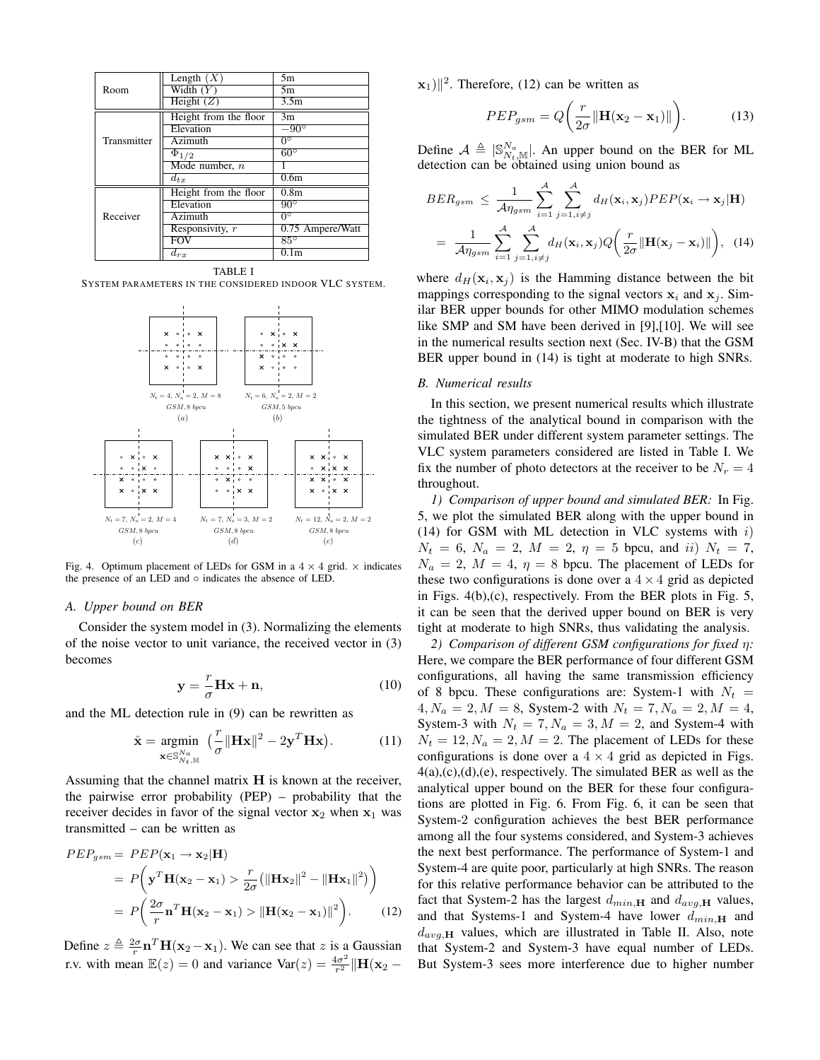| | | |
|---|---|---|
| Room | Length $(X)$ | 5m |
| | Width $(Y)$ | 5m |
| | Height $(Z)$ | 3.5m |
| Transmitter | Height from the floor | 3m |
| | Elevation | $-90°$ |
| | Azimuth | $0°$ |
| | $\Phi_{1/2}$ | $60°$ |
| | Mode number, $n$ | 1 |
| | $d_{tx}$ | 0.6m |
| Receiver | Height from the floor | 0.8m |
| | Elevation | $90°$ |
| | Azimuth | $0°$ |
| | Responsivity, $r$ | 0.75 Ampere/Watt |
| | FOV | $85°$ |
| | $d_{rx}$ | 0.1m |

TABLE I
SYSTEM PARAMETERS IN THE CONSIDERED INDOOR VLC SYSTEM.

$N_t = 4,\ N_a = 2,\ M = 8$
GSM, 8 bpcu
(a)

$N_t = 6,\ N_a = 2,\ M = 2$
GSM, 5 bpcu
(b)

$N_t = 7,\ N_a = 2,\ M = 4$
GSM, 8 bpcu
(c)

$N_t = 7,\ N_a = 3,\ M = 2$
GSM, 8 bpcu
(d)

$N_t = 12,\ N_a = 2,\ M = 2$
GSM, 8 bpcu
(e)

Fig. 4. Optimum placement of LEDs for GSM in a $4 \times 4$ grid. $\times$ indicates the presence of an LED and $\circ$ indicates the absence of LED.

### A. Upper bound on BER

Consider the system model in (3). Normalizing the elements of the noise vector to unit variance, the received vector in (3) becomes

$$\mathbf{y} = \frac{r}{\sigma}\mathbf{H}\mathbf{x} + \mathbf{n}, \tag{10}$$

and the ML detection rule in (9) can be rewritten as

$$\hat{\mathbf{x}} = \underset{\mathbf{x}\in\mathbb{S}^{N_a}_{N_t,\mathbb{M}}}{\operatorname{argmin}} \ \Big(\frac{r}{\sigma}\|\mathbf{H}\mathbf{x}\|^2 - 2\mathbf{y}^T\mathbf{H}\mathbf{x}\Big). \tag{11}$$

Assuming that the channel matrix $\mathbf{H}$ is known at the receiver, the pairwise error probability (PEP) – probability that the receiver decides in favor of the signal vector $\mathbf{x}_2$ when $\mathbf{x}_1$ was transmitted – can be written as

$$\begin{aligned}
PEP_{gsm} &= PEP(\mathbf{x}_1 \rightarrow \mathbf{x}_2|\mathbf{H}) \\
&= P\bigg(\mathbf{y}^T\mathbf{H}(\mathbf{x}_2 - \mathbf{x}_1) > \frac{r}{2\sigma}\big(\|\mathbf{H}\mathbf{x}_2\|^2 - \|\mathbf{H}\mathbf{x}_1\|^2\big)\bigg) \\
&= P\bigg(\frac{2\sigma}{r}\mathbf{n}^T\mathbf{H}(\mathbf{x}_2 - \mathbf{x}_1) > \|\mathbf{H}(\mathbf{x}_2 - \mathbf{x}_1)\|^2\bigg).
\end{aligned} \tag{12}$$

Define $z \triangleq \frac{2\sigma}{r}\mathbf{n}^T\mathbf{H}(\mathbf{x}_2 - \mathbf{x}_1)$. We can see that $z$ is a Gaussian r.v. with mean $\mathbb{E}(z) = 0$ and variance $\text{Var}(z) = \frac{4\sigma^2}{r^2}\|\mathbf{H}(\mathbf{x}_2 - \mathbf{x}_1)\|^2$. Therefore, (12) can be written as

$$PEP_{gsm} = Q\bigg(\frac{r}{2\sigma}\|\mathbf{H}(\mathbf{x}_2 - \mathbf{x}_1)\|\bigg). \tag{13}$$

Define $\mathcal{A} \triangleq |\mathbb{S}^{N_a}_{N_t,\mathbb{M}}|$. An upper bound on the BER for ML detection can be obtained using union bound as

$$\begin{aligned}
BER_{gsm} &\leq \frac{1}{\mathcal{A}\eta_{gsm}}\sum_{i=1}^{\mathcal{A}}\sum_{j=1, i\neq j}^{\mathcal{A}} d_H(\mathbf{x}_i, \mathbf{x}_j) PEP(\mathbf{x}_i \rightarrow \mathbf{x}_j|\mathbf{H}) \\
&= \frac{1}{\mathcal{A}\eta_{gsm}}\sum_{i=1}^{\mathcal{A}}\sum_{j=1, i\neq j}^{\mathcal{A}} d_H(\mathbf{x}_i, \mathbf{x}_j) Q\bigg(\frac{r}{2\sigma}\|\mathbf{H}(\mathbf{x}_j - \mathbf{x}_i)\|\bigg),
\end{aligned} \tag{14}$$

where $d_H(\mathbf{x}_i, \mathbf{x}_j)$ is the Hamming distance between the bit mappings corresponding to the signal vectors $\mathbf{x}_i$ and $\mathbf{x}_j$. Similar BER upper bounds for other MIMO modulation schemes like SMP and SM have been derived in [9],[10]. We will see in the numerical results section next (Sec. IV-B) that the GSM BER upper bound in (14) is tight at moderate to high SNRs.

### B. Numerical results

In this section, we present numerical results which illustrate the tightness of the analytical bound in comparison with the simulated BER under different system parameter settings. The VLC system parameters considered are listed in Table I. We fix the number of photo detectors at the receiver to be $N_r = 4$ throughout.

*1) Comparison of upper bound and simulated BER:* In Fig. 5, we plot the simulated BER along with the upper bound in (14) for GSM with ML detection in VLC systems with $i)$ $N_t = 6$, $N_a = 2$, $M = 2$, $\eta = 5$ bpcu, and $ii)$ $N_t = 7$, $N_a = 2$, $M = 4$, $\eta = 8$ bpcu. The placement of LEDs for these two configurations is done over a $4 \times 4$ grid as depicted in Figs. 4(b),(c), respectively. From the BER plots in Fig. 5, it can be seen that the derived upper bound on BER is very tight at moderate to high SNRs, thus validating the analysis.

*2) Comparison of different GSM configurations for fixed $\eta$:* Here, we compare the BER performance of four different GSM configurations, all having the same transmission efficiency of 8 bpcu. These configurations are: System-1 with $N_t = 4, N_a = 2, M = 8$, System-2 with $N_t = 7, N_a = 2, M = 4$, System-3 with $N_t = 7, N_a = 3, M = 2$, and System-4 with $N_t = 12, N_a = 2, M = 2$. The placement of LEDs for these configurations is done over a $4 \times 4$ grid as depicted in Figs. 4(a),(c),(d),(e), respectively. The simulated BER as well as the analytical upper bound on the BER for these four configurations are plotted in Fig. 6. From Fig. 6, it can be seen that System-2 configuration achieves the best BER performance among all the four systems considered, and System-3 achieves the next best performance. The performance of System-1 and System-4 are quite poor, particularly at high SNRs. The reason for this relative performance behavior can be attributed to the fact that System-2 has the largest $d_{min,\mathbf{H}}$ and $d_{avg,\mathbf{H}}$ values, and that Systems-1 and System-4 have lower $d_{min,\mathbf{H}}$ and $d_{avg,\mathbf{H}}$ values, which are illustrated in Table II. Also, note that System-2 and System-3 have equal number of LEDs. But System-3 sees more interference due to higher number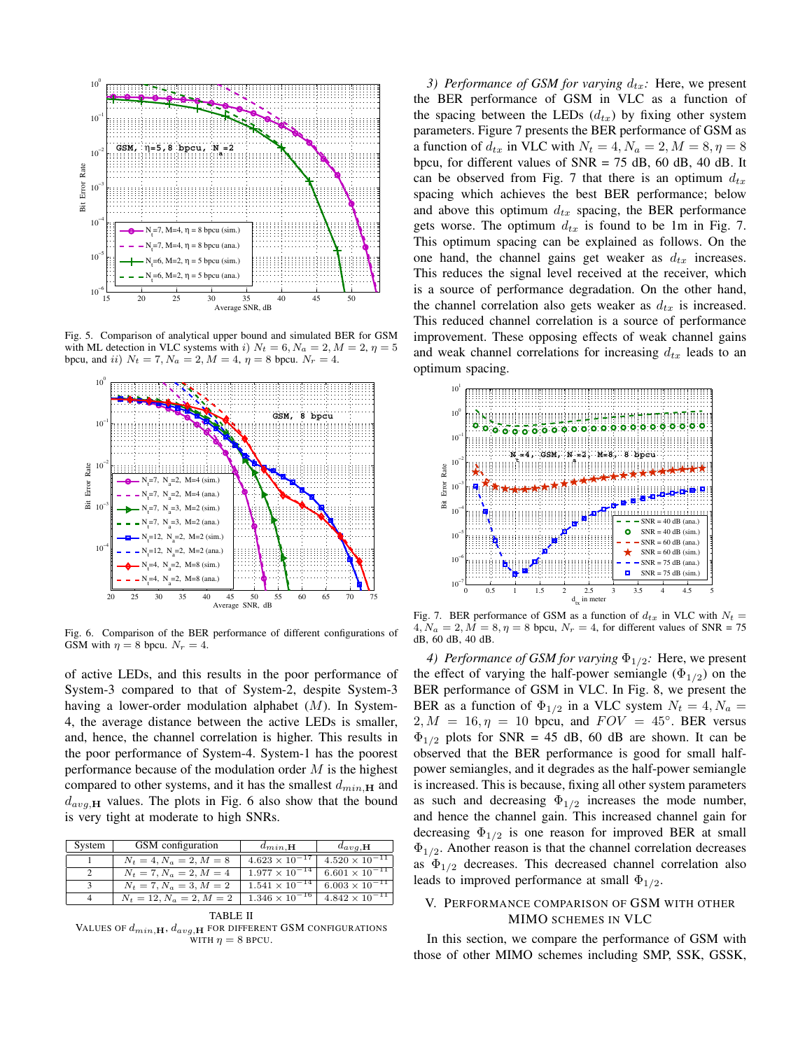10^0

10^-1

10^-2

10^-3

10^-4

10^-5

10^-6

Bit Error Rate

15 20 25 30 35 40 45 50

Average SNR, dB

GSM, η=5,8 bpcu, N_a=2

N_t=7, M=4, η = 8 bpcu (sim.)

N_t=7, M=4, η = 8 bpcu (ana.)

N_t=6, M=2, η = 5 bpcu (sim.)

N_t=6, M=2, η = 5 bpcu (ana.)

Fig. 5. Comparison of analytical upper bound and simulated BER for GSM with ML detection in VLC systems with $i)$ $N_t = 6, N_a = 2, M = 2, \eta = 5$ bpcu, and $ii)$ $N_t = 7, N_a = 2, M = 4, \eta = 8$ bpcu. $N_r = 4$.

10^0

10^-1

10^-2

10^-3

10^-4

Bit Error Rate

20 25 30 35 40 45 50 55 60 65 70 75

Average SNR, dB

GSM, 8 bpcu

N_t=7, N_a=2, M=4 (sim.)

N_t=7, N_a=2, M=4 (ana.)

N_t=7, N_a=3, M=2 (sim.)

N_t=7, N_a=3, M=2 (ana.)

N_t=12, N_a=2, M=2 (sim.)

N_t=12, N_a=2, M=2 (ana.)

N_t=4, N_a=2, M=8 (sim.)

N_t=4, N_a=2, M=8 (ana.)

Fig. 6. Comparison of the BER performance of different configurations of GSM with $\eta = 8$ bpcu. $N_r = 4$.

of active LEDs, and this results in the poor performance of System-3 compared to that of System-2, despite System-3 having a lower-order modulation alphabet ($M$). In System-4, the average distance between the active LEDs is smaller, and, hence, the channel correlation is higher. This results in the poor performance of System-4. System-1 has the poorest performance because of the modulation order $M$ is the highest compared to other systems, and it has the smallest $d_{min,\mathbf{H}}$ and $d_{avg,\mathbf{H}}$ values. The plots in Fig. 6 also show that the bound is very tight at moderate to high SNRs.

| System | GSM configuration | $d_{min,\mathbf{H}}$ | $d_{avg,\mathbf{H}}$ |
|---|---|---|---|
| 1 | $N_t = 4, N_a = 2, M = 8$ | $4.623 \times 10^{-17}$ | $4.520 \times 10^{-11}$ |
| 2 | $N_t = 7, N_a = 2, M = 4$ | $1.977 \times 10^{-14}$ | $6.601 \times 10^{-11}$ |
| 3 | $N_t = 7, N_a = 3, M = 2$ | $1.541 \times 10^{-14}$ | $6.003 \times 10^{-11}$ |
| 4 | $N_t = 12, N_a = 2, M = 2$ | $1.346 \times 10^{-16}$ | $4.842 \times 10^{-11}$ |

TABLE II
VALUES OF $d_{min,\mathbf{H}}$, $d_{avg,\mathbf{H}}$ FOR DIFFERENT GSM CONFIGURATIONS WITH $\eta = 8$ BPCU.

*3) Performance of GSM for varying $d_{tx}$:* Here, we present the BER performance of GSM in VLC as a function of the spacing between the LEDs ($d_{tx}$) by fixing other system parameters. Figure 7 presents the BER performance of GSM as a function of $d_{tx}$ in VLC with $N_t = 4, N_a = 2, M = 8, \eta = 8$ bpcu, for different values of SNR = 75 dB, 60 dB, 40 dB. It can be observed from Fig. 7 that there is an optimum $d_{tx}$ spacing which achieves the best BER performance; below and above this optimum $d_{tx}$ spacing, the BER performance gets worse. The optimum $d_{tx}$ is found to be 1m in Fig. 7. This optimum spacing can be explained as follows. On the one hand, the channel gains get weaker as $d_{tx}$ increases. This reduces the signal level received at the receiver, which is a source of performance degradation. On the other hand, the channel correlation also gets weaker as $d_{tx}$ is increased. This reduced channel correlation is a source of performance improvement. These opposing effects of weak channel gains and weak channel correlations for increasing $d_{tx}$ leads to an optimum spacing.

10^1

10^0

10^-1

10^-2

10^-3

10^-4

10^-5

10^-6

10^-7

Bit Error Rate

0 0.5 1 1.5 2 2.5 3 3.5 4 4.5 5

d_tx in meter

N_t=4, GSM, N_a=2, M=8, 8 bpcu

SNR = 40 dB (ana.)

SNR = 40 dB (sim.)

SNR = 60 dB (ana.)

SNR = 60 dB (sim.)

SNR = 75 dB (ana.)

SNR = 75 dB (sim.)

Fig. 7. BER performance of GSM as a function of $d_{tx}$ in VLC with $N_t = 4, N_a = 2, M = 8, \eta = 8$ bpcu, $N_r = 4$, for different values of SNR = 75 dB, 60 dB, 40 dB.

*4) Performance of GSM for varying $\Phi_{1/2}$:* Here, we present the effect of varying the half-power semiangle ($\Phi_{1/2}$) on the BER performance of GSM in VLC. In Fig. 8, we present the BER as a function of $\Phi_{1/2}$ in a VLC system $N_t = 4, N_a = 2, M = 16, \eta = 10$ bpcu, and $FOV = 45°$. BER versus $\Phi_{1/2}$ plots for SNR = 45 dB, 60 dB are shown. It can be observed that the BER performance is good for small half-power semiangles, and it degrades as the half-power semiangle is increased. This is because, fixing all other system parameters as such and decreasing $\Phi_{1/2}$ increases the mode number, and hence the channel gain. This increased channel gain for decreasing $\Phi_{1/2}$ is one reason for improved BER at small $\Phi_{1/2}$. Another reason is that the channel correlation decreases as $\Phi_{1/2}$ decreases. This decreased channel correlation also leads to improved performance at small $\Phi_{1/2}$.

## V. PERFORMANCE COMPARISON OF GSM WITH OTHER MIMO SCHEMES IN VLC

In this section, we compare the performance of GSM with those of other MIMO schemes including SMP, SSK, GSSK,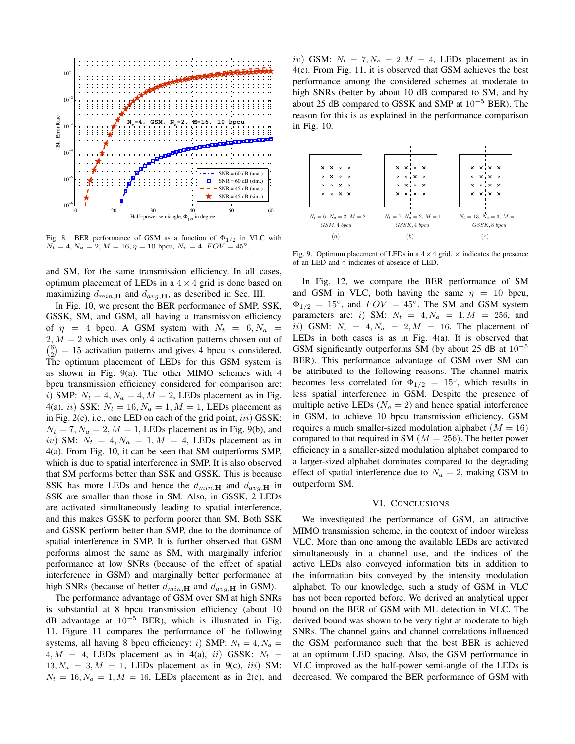Bit Error Rate

$10^{-1}$
$10^{-2}$
$10^{-3}$
$10^{-4}$
$10^{-5}$
$10^{-6}$

$N_t$=4, GSM, $N_a$=2, M=16, 10 bpcu

SNR = 60 dB (ana.)
SNR = 60 dB (sim.)
SNR = 45 dB (ana.)
SNR = 45 dB (sim.)

10 20 30 40 50 60

Half–power semiangle, $\Phi_{1/2}$ in degree

Fig. 8. BER performance of GSM as a function of $\Phi_{1/2}$ in VLC with $N_t = 4, N_a = 2, M = 16, \eta = 10$ bpcu, $N_r = 4$, $FOV = 45°$.

and SM, for the same transmission efficiency. In all cases, optimum placement of LEDs in a $4 \times 4$ grid is done based on maximizing $d_{min,\mathbf{H}}$ and $d_{avg,\mathbf{H}}$, as described in Sec. III.

In Fig. 10, we present the BER performance of SMP, SSK, GSSK, SM, and GSM, all having a transmission efficiency of $\eta = 4$ bpcu. A GSM system with $N_t = 6, N_a = 2, M = 2$ which uses only 4 activation patterns chosen out of $\binom{6}{2} = 15$ activation patterns and gives 4 bpcu is considered. The optimum placement of LEDs for this GSM system is as shown in Fig. 9(a). The other MIMO schemes with 4 bpcu transmission efficiency considered for comparison are: $i)$ SMP: $N_t = 4, N_a = 4, M = 2$, LEDs placement as in Fig. 4(a), $ii)$ SSK: $N_t = 16, N_a = 1, M = 1$, LEDs placement as in Fig. 2(c), i.e., one LED on each of the grid point, $iii)$ GSSK: $N_t = 7, N_a = 2, M = 1$, LEDs placement as in Fig. 9(b), and $iv)$ SM: $N_t = 4, N_a = 1, M = 4$, LEDs placement as in 4(a). From Fig. 10, it can be seen that SM outperforms SMP, which is due to spatial interference in SMP. It is also observed that SM performs better than SSK and GSSK. This is because SSK has more LEDs and hence the $d_{min,\mathbf{H}}$ and $d_{avg,\mathbf{H}}$ in SSK are smaller than those in SM. Also, in GSSK, 2 LEDs are activated simultaneously leading to spatial interference, and this makes GSSK to perform poorer than SM. Both SSK and GSSK perform better than SMP, due to the dominance of spatial interference in SMP. It is further observed that GSM performs almost the same as SM, with marginally inferior performance at low SNRs (because of the effect of spatial interference in GSM) and marginally better performance at high SNRs (because of better $d_{min,\mathbf{H}}$ and $d_{avg,\mathbf{H}}$ in GSM).

The performance advantage of GSM over SM at high SNRs is substantial at 8 bpcu transmission efficiency (about 10 dB advantage at $10^{-5}$ BER), which is illustrated in Fig. 11. Figure 11 compares the performance of the following systems, all having 8 bpcu efficiency: $i)$ SMP: $N_t = 4, N_a = 4, M = 4$, LEDs placement as in 4(a), $ii)$ GSSK: $N_t = 13, N_a = 3, M = 1$, LEDs placement as in 9(c), $iii)$ SM: $N_t = 16, N_a = 1, M = 16$, LEDs placement as in 2(c), and $iv)$ GSM: $N_t = 7, N_a = 2, M = 4$, LEDs placement as in 4(c). From Fig. 11, it is observed that GSM achieves the best performance among the considered schemes at moderate to high SNRs (better by about 10 dB compared to SM, and by about 25 dB compared to GSSK and SMP at $10^{-5}$ BER). The reason for this is as explained in the performance comparison in Fig. 10.

$N_t = 6$, $N_a = 2$, $M = 2$
GSM, 4 bpcu
(a)

$N_t = 7$, $N_a = 2$, $M = 1$
GSSK, 4 bpcu
(b)

$N_t = 13$, $N_a = 3$, $M = 1$
GSSK, 8 bpcu
(c)

Fig. 9. Optimum placement of LEDs in a $4 \times 4$ grid. $\times$ indicates the presence of an LED and $\circ$ indicates of absence of LED.

In Fig. 12, we compare the BER performance of SM and GSM in VLC, both having the same $\eta = 10$ bpcu, $\Phi_{1/2} = 15°$, and $FOV = 45°$. The SM and GSM system parameters are: $i)$ SM: $N_t = 4, N_a = 1, M = 256$, and $ii)$ GSM: $N_t = 4, N_a = 2, M = 16$. The placement of LEDs in both cases is as in Fig. 4(a). It is observed that GSM significantly outperforms SM (by about 25 dB at $10^{-5}$ BER). This performance advantage of GSM over SM can be attributed to the following reasons. The channel matrix becomes less correlated for $\Phi_{1/2} = 15°$, which results in less spatial interference in GSM. Despite the presence of multiple active LEDs ($N_a = 2$) and hence spatial interference in GSM, to achieve 10 bpcu transmission efficiency, GSM requires a much smaller-sized modulation alphabet ($M = 16$) compared to that required in SM ($M = 256$). The better power efficiency in a smaller-sized modulation alphabet compared to a larger-sized alphabet dominates compared to the degrading effect of spatial interference due to $N_a = 2$, making GSM to outperform SM.

## VI. Conclusions

We investigated the performance of GSM, an attractive MIMO transmission scheme, in the context of indoor wireless VLC. More than one among the available LEDs are activated simultaneously in a channel use, and the indices of the active LEDs also conveyed information bits in addition to the information bits conveyed by the intensity modulation alphabet. To our knowledge, such a study of GSM in VLC has not been reported before. We derived an analytical upper bound on the BER of GSM with ML detection in VLC. The derived bound was shown to be very tight at moderate to high SNRs. The channel gains and channel correlations influenced the GSM performance such that the best BER is achieved at an optimum LED spacing. Also, the GSM performance in VLC improved as the half-power semi-angle of the LEDs is decreased. We compared the BER performance of GSM with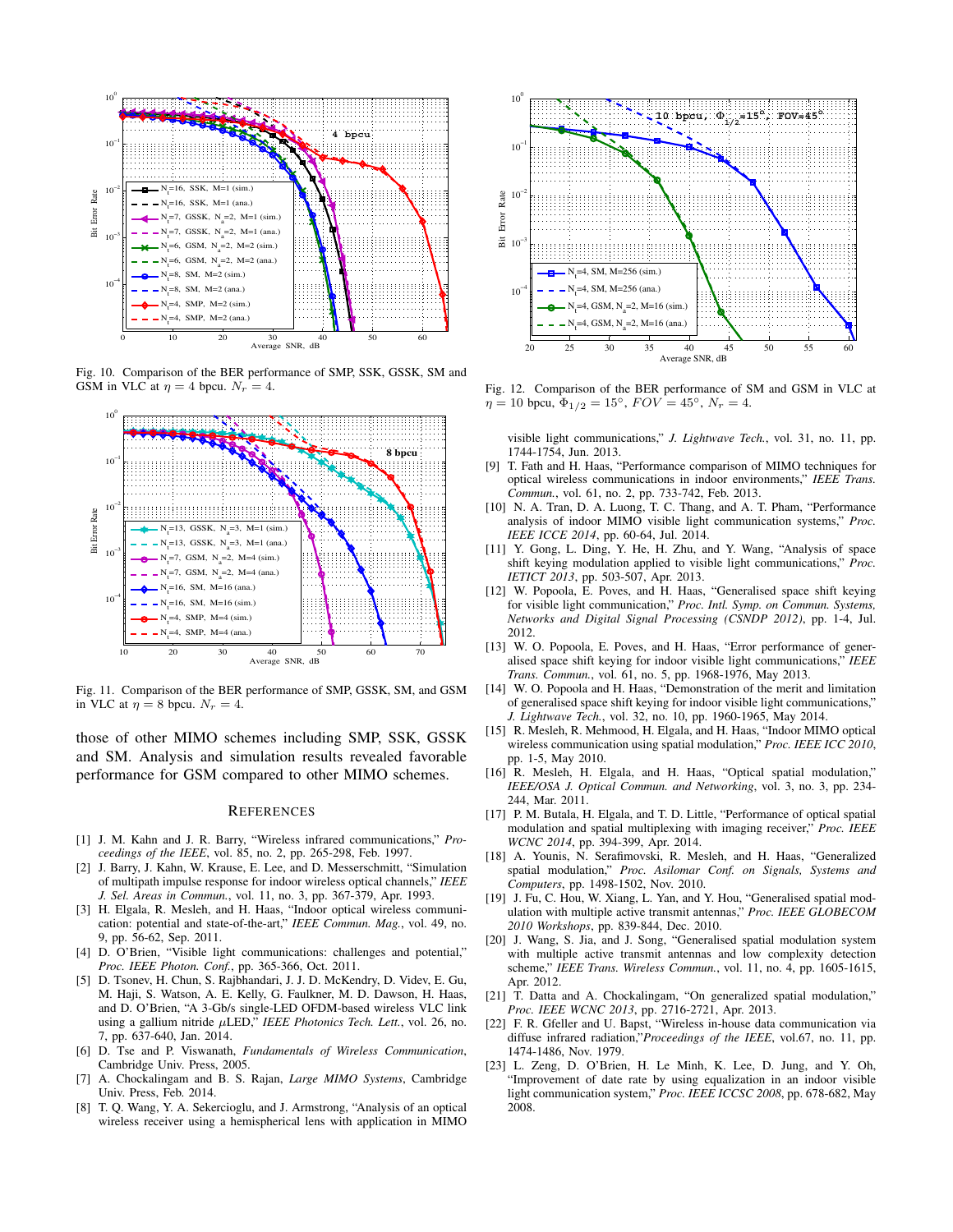4 bpcu

$N_t$=16, SSK, M=1 (sim.)
$N_t$=16, SSK, M=1 (ana.)
$N_t$=7, GSSK, $N_a$=2, M=1 (sim.)
$N_t$=7, GSSK, $N_a$=2, M=1 (ana.)
$N_t$=6, GSM, $N_a$=2, M=2 (sim.)
$N_t$=6, GSM, $N_a$=2, M=2 (ana.)
$N_t$=8, SM, M=2 (sim.)
$N_t$=8, SM, M=2 (ana.)
$N_t$=4, SMP, M=2 (sim.)
$N_t$=4, SMP, M=2 (ana.)

Bit Error Rate

Average SNR, dB

Fig. 10. Comparison of the BER performance of SMP, SSK, GSSK, SM and GSM in VLC at $\eta = 4$ bpcu. $N_r = 4$.

8 bpcu

$N_t$=13, GSSK, $N_a$=3, M=1 (sim.)
$N_t$=13, GSSK, $N_a$=3, M=1 (ana.)
$N_t$=7, GSM, $N_a$=2, M=4 (sim.)
$N_t$=7, GSM, $N_a$=2, M=4 (ana.)
$N_t$=16, SM, M=16 (ana.)
$N_t$=16, SM, M=16 (sim.)
$N_t$=4, SMP, M=4 (sim.)
$N_t$=4, SMP, M=4 (ana.)

Bit Error Rate

Average SNR, dB

Fig. 11. Comparison of the BER performance of SMP, GSSK, SM, and GSM in VLC at $\eta = 8$ bpcu. $N_r = 4$.

those of other MIMO schemes including SMP, SSK, GSSK and SM. Analysis and simulation results revealed favorable performance for GSM compared to other MIMO schemes.

10 bpcu, $\Phi_{1/2}$=15°, FOV=45°

$N_t$=4, SM, M=256 (sim.)
$N_t$=4, SM, M=256 (ana.)
$N_t$=4, GSM, $N_a$=2, M=16 (sim.)
$N_t$=4, GSM, $N_a$=2, M=16 (ana.)

Bit Error Rate

Average SNR, dB

Fig. 12. Comparison of the BER performance of SM and GSM in VLC at $\eta = 10$ bpcu, $\Phi_{1/2} = 15°$, $FOV = 45°$, $N_r = 4$.

## References

[1] J. M. Kahn and J. R. Barry, "Wireless infrared communications," *Proceedings of the IEEE*, vol. 85, no. 2, pp. 265-298, Feb. 1997.

[2] J. Barry, J. Kahn, W. Krause, E. Lee, and D. Messerschmitt, "Simulation of multipath impulse response for indoor wireless optical channels," *IEEE J. Sel. Areas in Commun.*, vol. 11, no. 3, pp. 367-379, Apr. 1993.

[3] H. Elgala, R. Mesleh, and H. Haas, "Indoor optical wireless communication: potential and state-of-the-art," *IEEE Commun. Mag.*, vol. 49, no. 9, pp. 56-62, Sep. 2011.

[4] D. O'Brien, "Visible light communications: challenges and potential," *Proc. IEEE Photon. Conf.*, pp. 365-366, Oct. 2011.

[5] D. Tsonev, H. Chun, S. Rajbhandari, J. J. D. McKendry, D. Videv, E. Gu, M. Haji, S. Watson, A. E. Kelly, G. Faulkner, M. D. Dawson, H. Haas, and D. O'Brien, "A 3-Gb/s single-LED OFDM-based wireless VLC link using a gallium nitride $\mu$LED," *IEEE Photonics Tech. Lett.*, vol. 26, no. 7, pp. 637-640, Jan. 2014.

[6] D. Tse and P. Viswanath, *Fundamentals of Wireless Communication*, Cambridge Univ. Press, 2005.

[7] A. Chockalingam and B. S. Rajan, *Large MIMO Systems*, Cambridge Univ. Press, Feb. 2014.

[8] T. Q. Wang, Y. A. Sekercioglu, and J. Armstrong, "Analysis of an optical wireless receiver using a hemispherical lens with application in MIMO visible light communications," *J. Lightwave Tech.*, vol. 31, no. 11, pp. 1744-1754, Jun. 2013.

[9] T. Fath and H. Haas, "Performance comparison of MIMO techniques for optical wireless communications in indoor environments," *IEEE Trans. Commun.*, vol. 61, no. 2, pp. 733-742, Feb. 2013.

[10] N. A. Tran, D. A. Luong, T. C. Thang, and A. T. Pham, "Performance analysis of indoor MIMO visible light communication systems," *Proc. IEEE ICCE 2014*, pp. 60-64, Jul. 2014.

[11] Y. Gong, L. Ding, Y. He, H. Zhu, and Y. Wang, "Analysis of space shift keying modulation applied to visible light communications," *Proc. IETICT 2013*, pp. 503-507, Apr. 2013.

[12] W. Popoola, E. Poves, and H. Haas, "Generalised space shift keying for visible light communication," *Proc. Intl. Symp. on Commun. Systems, Networks and Digital Signal Processing (CSNDP 2012)*, pp. 1-4, Jul. 2012.

[13] W. O. Popoola, E. Poves, and H. Haas, "Error performance of generalised space shift keying for indoor visible light communications," *IEEE Trans. Commun.*, vol. 61, no. 5, pp. 1968-1976, May 2013.

[14] W. O. Popoola and H. Haas, "Demonstration of the merit and limitation of generalised space shift keying for indoor visible light communications," *J. Lightwave Tech.*, vol. 32, no. 10, pp. 1960-1965, May 2014.

[15] R. Mesleh, R. Mehmood, H. Elgala, and H. Haas, "Indoor MIMO optical wireless communication using spatial modulation," *Proc. IEEE ICC 2010*, pp. 1-5, May 2010.

[16] R. Mesleh, H. Elgala, and H. Haas, "Optical spatial modulation," *IEEE/OSA J. Optical Commun. and Networking*, vol. 3, no. 3, pp. 234-244, Mar. 2011.

[17] P. M. Butala, H. Elgala, and T. D. Little, "Performance of optical spatial modulation and spatial multiplexing with imaging receiver," *Proc. IEEE WCNC 2014*, pp. 394-399, Apr. 2014.

[18] A. Younis, N. Serafimovski, R. Mesleh, and H. Haas, "Generalized spatial modulation," *Proc. Asilomar Conf. on Signals, Systems and Computers*, pp. 1498-1502, Nov. 2010.

[19] J. Fu, C. Hou, W. Xiang, L. Yan, and Y. Hou, "Generalised spatial modulation with multiple active transmit antennas," *Proc. IEEE GLOBECOM 2010 Workshops*, pp. 839-844, Dec. 2010.

[20] J. Wang, S. Jia, and J. Song, "Generalised spatial modulation system with multiple active transmit antennas and low complexity detection scheme," *IEEE Trans. Wireless Commun.*, vol. 11, no. 4, pp. 1605-1615, Apr. 2012.

[21] T. Datta and A. Chockalingam, "On generalized spatial modulation," *Proc. IEEE WCNC 2013*, pp. 2716-2721, Apr. 2013.

[22] F. R. Gfeller and U. Bapst, "Wireless in-house data communication via diffuse infrared radiation,"*Proceedings of the IEEE*, vol.67, no. 11, pp. 1474-1486, Nov. 1979.

[23] L. Zeng, D. O'Brien, H. Le Minh, K. Lee, D. Jung, and Y. Oh, "Improvement of date rate by using equalization in an indoor visible light communication system," *Proc. IEEE ICCSC 2008*, pp. 678-682, May 2008.